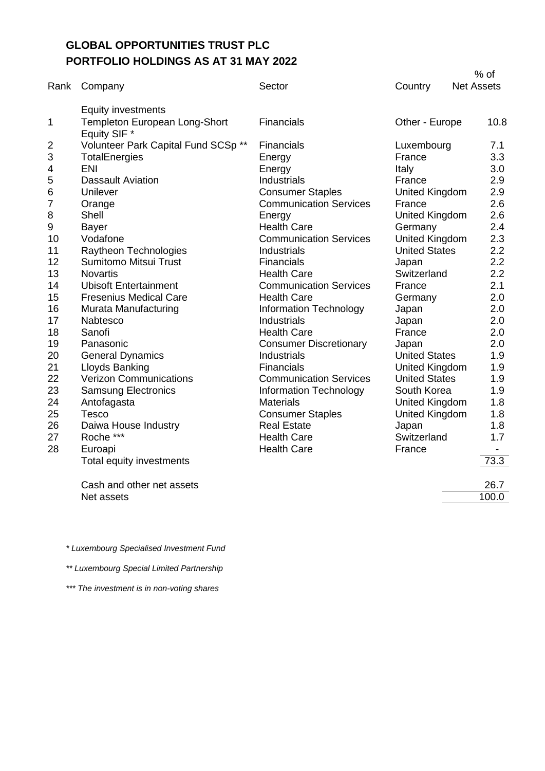# GLOBAL OPPORTUNITIES TRUST PLC
## PORTFOLIO HOLDINGS AS AT 31 MAY 2022

| Rank | Company | Sector | Country | % of Net Assets |
|---|---|---|---|---|
| | Equity investments | | | |
| 1 | Templeton European Long-Short Equity SIF * | Financials | Other - Europe | 10.8 |
| 2 | Volunteer Park Capital Fund SCSp ** | Financials | Luxembourg | 7.1 |
| 3 | TotalEnergies | Energy | France | 3.3 |
| 4 | ENI | Energy | Italy | 3.0 |
| 5 | Dassault Aviation | Industrials | France | 2.9 |
| 6 | Unilever | Consumer Staples | United Kingdom | 2.9 |
| 7 | Orange | Communication Services | France | 2.6 |
| 8 | Shell | Energy | United Kingdom | 2.6 |
| 9 | Bayer | Health Care | Germany | 2.4 |
| 10 | Vodafone | Communication Services | United Kingdom | 2.3 |
| 11 | Raytheon Technologies | Industrials | United States | 2.2 |
| 12 | Sumitomo Mitsui Trust | Financials | Japan | 2.2 |
| 13 | Novartis | Health Care | Switzerland | 2.2 |
| 14 | Ubisoft Entertainment | Communication Services | France | 2.1 |
| 15 | Fresenius Medical Care | Health Care | Germany | 2.0 |
| 16 | Murata Manufacturing | Information Technology | Japan | 2.0 |
| 17 | Nabtesco | Industrials | Japan | 2.0 |
| 18 | Sanofi | Health Care | France | 2.0 |
| 19 | Panasonic | Consumer Discretionary | Japan | 2.0 |
| 20 | General Dynamics | Industrials | United States | 1.9 |
| 21 | Lloyds Banking | Financials | United Kingdom | 1.9 |
| 22 | Verizon Communications | Communication Services | United States | 1.9 |
| 23 | Samsung Electronics | Information Technology | South Korea | 1.9 |
| 24 | Antofagasta | Materials | United Kingdom | 1.8 |
| 25 | Tesco | Consumer Staples | United Kingdom | 1.8 |
| 26 | Daiwa House Industry | Real Estate | Japan | 1.8 |
| 27 | Roche *** | Health Care | Switzerland | 1.7 |
| 28 | Euroapi | Health Care | France | - |
| | Total equity investments | | | 73.3 |
| | Cash and other net assets | | | 26.7 |
| | Net assets | | | 100.0 |

*\* Luxembourg Specialised Investment Fund*

*\*\* Luxembourg Special Limited Partnership*

*\*\*\* The investment is in non-voting shares*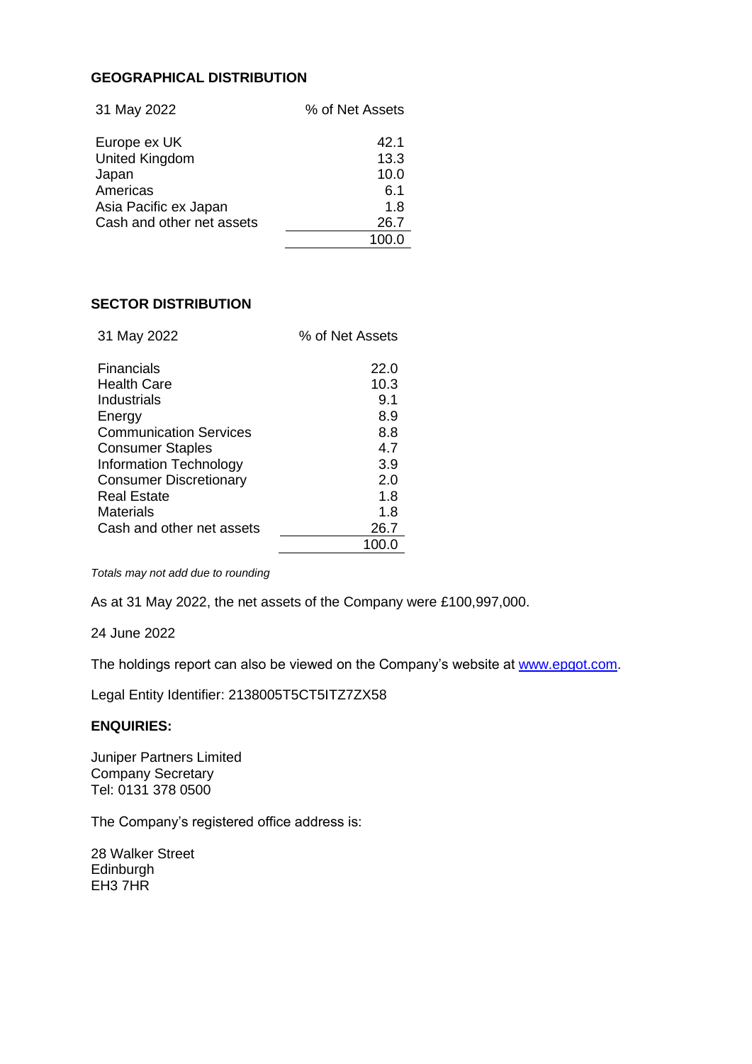**GEOGRAPHICAL DISTRIBUTION**

| 31 May 2022 | % of Net Assets |
|---|---|
| Europe ex UK | 42.1 |
| United Kingdom | 13.3 |
| Japan | 10.0 |
| Americas | 6.1 |
| Asia Pacific ex Japan | 1.8 |
| Cash and other net assets | 26.7 |
| | 100.0 |

**SECTOR DISTRIBUTION**

| 31 May 2022 | % of Net Assets |
|---|---|
| Financials | 22.0 |
| Health Care | 10.3 |
| Industrials | 9.1 |
| Energy | 8.9 |
| Communication Services | 8.8 |
| Consumer Staples | 4.7 |
| Information Technology | 3.9 |
| Consumer Discretionary | 2.0 |
| Real Estate | 1.8 |
| Materials | 1.8 |
| Cash and other net assets | 26.7 |
| | 100.0 |

*Totals may not add due to rounding*

As at 31 May 2022, the net assets of the Company were £100,997,000.

24 June 2022

The holdings report can also be viewed on the Company's website at www.epgot.com.

Legal Entity Identifier: 2138005T5CT5ITZ7ZX58

**ENQUIRIES:**

Juniper Partners Limited
Company Secretary
Tel: 0131 378 0500

The Company's registered office address is:

28 Walker Street
Edinburgh
EH3 7HR